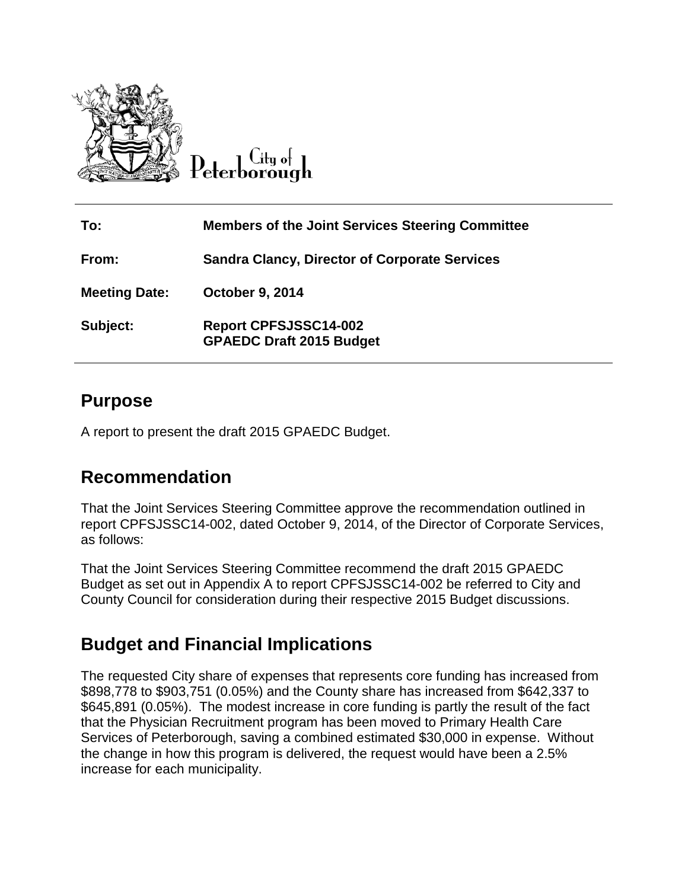City of Peterborough

| | |
|---|---|
| **To:** | **Members of the Joint Services Steering Committee** |
| **From:** | **Sandra Clancy, Director of Corporate Services** |
| **Meeting Date:** | **October 9, 2014** |
| **Subject:** | **Report CPFSJSSC14-002**<br>**GPAEDC Draft 2015 Budget** |

## Purpose

A report to present the draft 2015 GPAEDC Budget.

## Recommendation

That the Joint Services Steering Committee approve the recommendation outlined in report CPFSJSSC14-002, dated October 9, 2014, of the Director of Corporate Services, as follows:

That the Joint Services Steering Committee recommend the draft 2015 GPAEDC Budget as set out in Appendix A to report CPFSJSSC14-002 be referred to City and County Council for consideration during their respective 2015 Budget discussions.

## Budget and Financial Implications

The requested City share of expenses that represents core funding has increased from $898,778 to $903,751 (0.05%) and the County share has increased from $642,337 to $645,891 (0.05%). The modest increase in core funding is partly the result of the fact that the Physician Recruitment program has been moved to Primary Health Care Services of Peterborough, saving a combined estimated $30,000 in expense. Without the change in how this program is delivered, the request would have been a 2.5% increase for each municipality.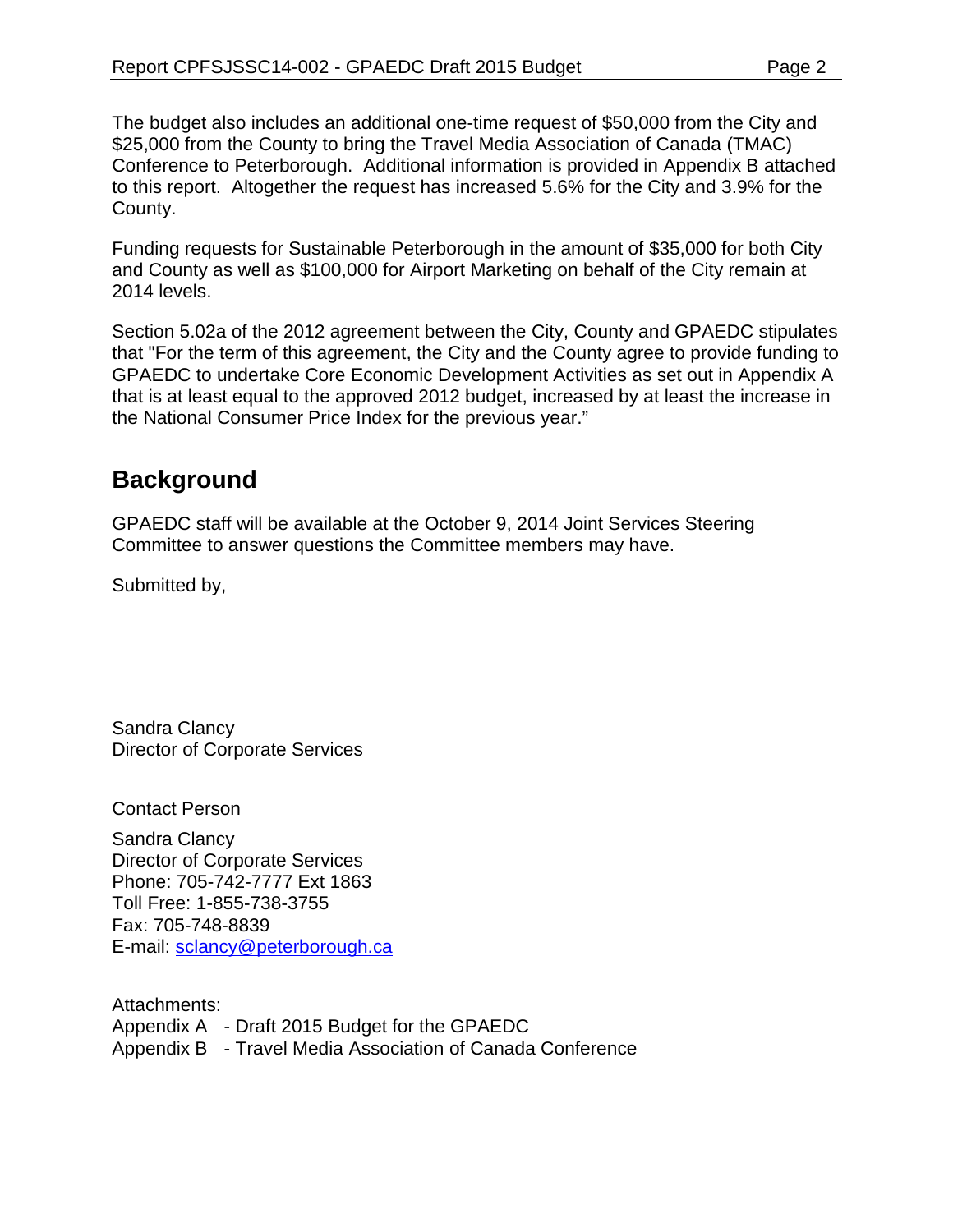The budget also includes an additional one-time request of $50,000 from the City and $25,000 from the County to bring the Travel Media Association of Canada (TMAC) Conference to Peterborough. Additional information is provided in Appendix B attached to this report. Altogether the request has increased 5.6% for the City and 3.9% for the County.

Funding requests for Sustainable Peterborough in the amount of $35,000 for both City and County as well as $100,000 for Airport Marketing on behalf of the City remain at 2014 levels.

Section 5.02a of the 2012 agreement between the City, County and GPAEDC stipulates that "For the term of this agreement, the City and the County agree to provide funding to GPAEDC to undertake Core Economic Development Activities as set out in Appendix A that is at least equal to the approved 2012 budget, increased by at least the increase in the National Consumer Price Index for the previous year."

## Background

GPAEDC staff will be available at the October 9, 2014 Joint Services Steering Committee to answer questions the Committee members may have.

Submitted by,

Sandra Clancy
Director of Corporate Services

Contact Person

Sandra Clancy
Director of Corporate Services
Phone: 705-742-7777 Ext 1863
Toll Free: 1-855-738-3755
Fax: 705-748-8839
E-mail: sclancy@peterborough.ca

Attachments:
Appendix A - Draft 2015 Budget for the GPAEDC
Appendix B - Travel Media Association of Canada Conference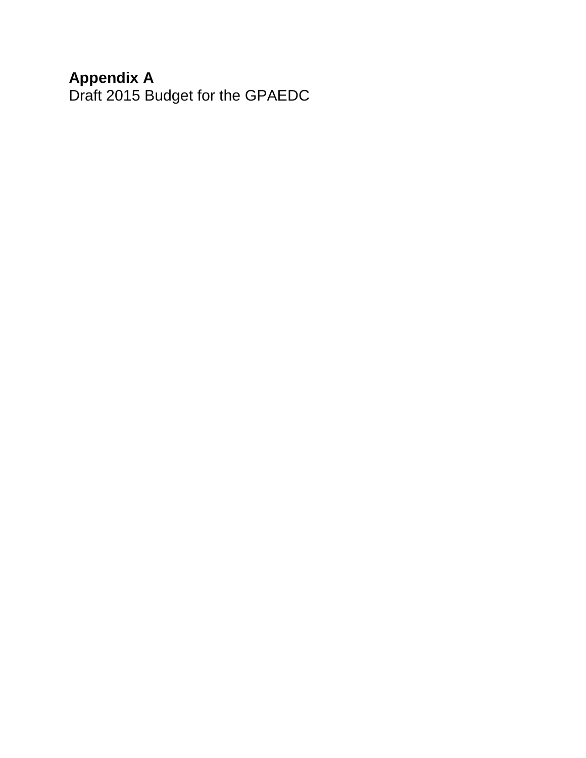**Appendix A**

Draft 2015 Budget for the GPAEDC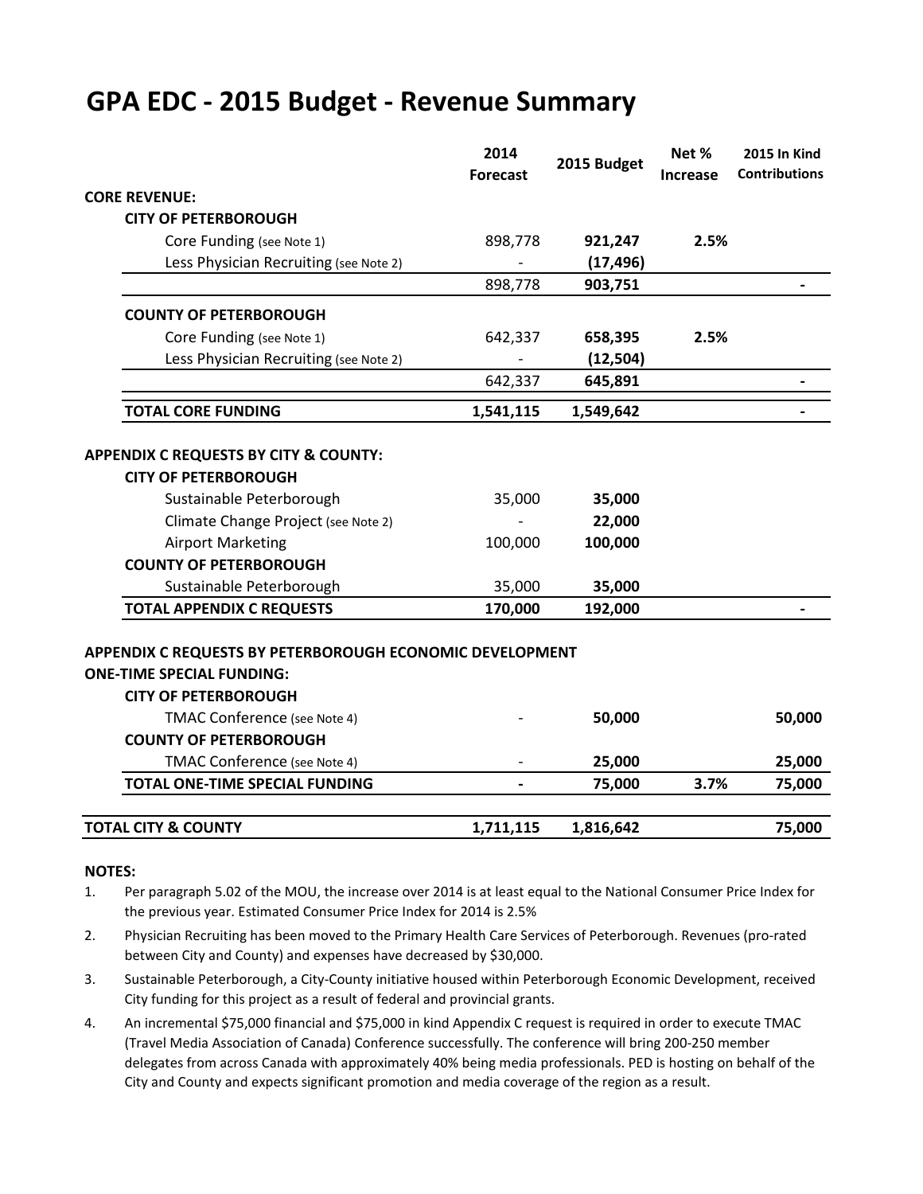# GPA EDC - 2015 Budget - Revenue Summary

| | 2014 Forecast | 2015 Budget | Net % Increase | 2015 In Kind Contributions |
|---|---|---|---|---|
| **CORE REVENUE:** | | | | |
| **CITY OF PETERBOROUGH** | | | | |
| Core Funding (see Note 1) | 898,778 | **921,247** | **2.5%** | |
| Less Physician Recruiting (see Note 2) | - | **(17,496)** | | |
| | 898,778 | **903,751** | | - |
| **COUNTY OF PETERBOROUGH** | | | | |
| Core Funding (see Note 1) | 642,337 | **658,395** | **2.5%** | |
| Less Physician Recruiting (see Note 2) | - | **(12,504)** | | |
| | 642,337 | **645,891** | | - |
| **TOTAL CORE FUNDING** | **1,541,115** | **1,549,642** | | - |
| **APPENDIX C REQUESTS BY CITY & COUNTY:** | | | | |
| **CITY OF PETERBOROUGH** | | | | |
| Sustainable Peterborough | 35,000 | **35,000** | | |
| Climate Change Project (see Note 2) | - | **22,000** | | |
| Airport Marketing | 100,000 | **100,000** | | |
| **COUNTY OF PETERBOROUGH** | | | | |
| Sustainable Peterborough | 35,000 | **35,000** | | |
| **TOTAL APPENDIX C REQUESTS** | **170,000** | **192,000** | | - |
| **APPENDIX C REQUESTS BY PETERBOROUGH ECONOMIC DEVELOPMENT** | | | | |
| **ONE-TIME SPECIAL FUNDING:** | | | | |
| **CITY OF PETERBOROUGH** | | | | |
| TMAC Conference (see Note 4) | - | **50,000** | | **50,000** |
| **COUNTY OF PETERBOROUGH** | | | | |
| TMAC Conference (see Note 4) | - | **25,000** | | **25,000** |
| **TOTAL ONE-TIME SPECIAL FUNDING** | **-** | **75,000** | **3.7%** | **75,000** |
| **TOTAL CITY & COUNTY** | **1,711,115** | **1,816,642** | | **75,000** |

**NOTES:**

1. Per paragraph 5.02 of the MOU, the increase over 2014 is at least equal to the National Consumer Price Index for the previous year. Estimated Consumer Price Index for 2014 is 2.5%
2. Physician Recruiting has been moved to the Primary Health Care Services of Peterborough. Revenues (pro-rated between City and County) and expenses have decreased by $30,000.
3. Sustainable Peterborough, a City-County initiative housed within Peterborough Economic Development, received City funding for this project as a result of federal and provincial grants.
4. An incremental $75,000 financial and $75,000 in kind Appendix C request is required in order to execute TMAC (Travel Media Association of Canada) Conference successfully. The conference will bring 200-250 member delegates from across Canada with approximately 40% being media professionals. PED is hosting on behalf of the City and County and expects significant promotion and media coverage of the region as a result.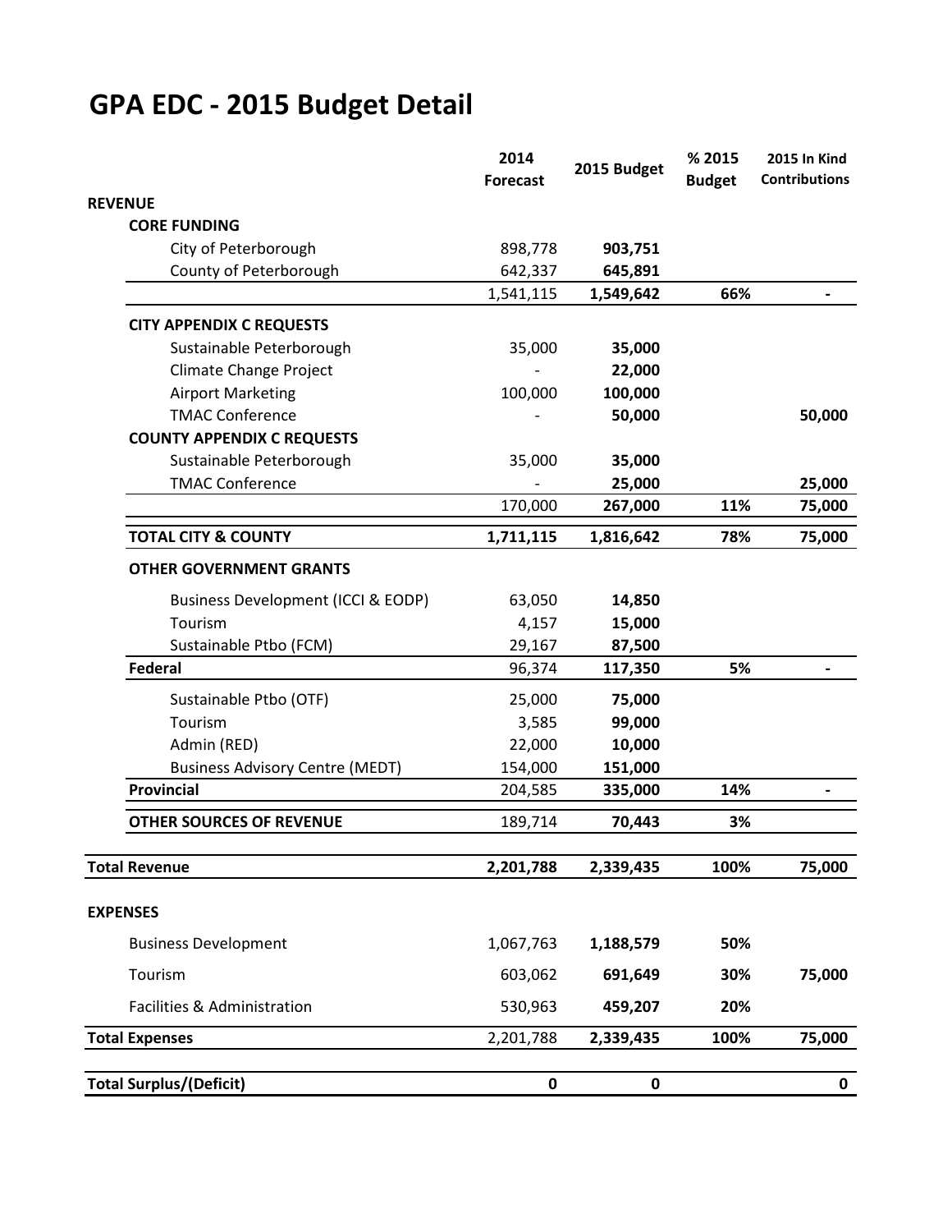# GPA EDC - 2015 Budget Detail

| | 2014 Forecast | 2015 Budget | % 2015 Budget | 2015 In Kind Contributions |
|---|---|---|---|---|
| **REVENUE** | | | | |
| **CORE FUNDING** | | | | |
| City of Peterborough | 898,778 | **903,751** | | |
| County of Peterborough | 642,337 | **645,891** | | |
| | 1,541,115 | **1,549,642** | **66%** | **-** |
| **CITY APPENDIX C REQUESTS** | | | | |
| Sustainable Peterborough | 35,000 | **35,000** | | |
| Climate Change Project | - | **22,000** | | |
| Airport Marketing | 100,000 | **100,000** | | |
| TMAC Conference | - | **50,000** | | **50,000** |
| **COUNTY APPENDIX C REQUESTS** | | | | |
| Sustainable Peterborough | 35,000 | **35,000** | | |
| TMAC Conference | - | **25,000** | | **25,000** |
| | 170,000 | **267,000** | **11%** | **75,000** |
| **TOTAL CITY & COUNTY** | **1,711,115** | **1,816,642** | **78%** | **75,000** |
| **OTHER GOVERNMENT GRANTS** | | | | |
| Business Development (ICCI & EODP) | 63,050 | **14,850** | | |
| Tourism | 4,157 | **15,000** | | |
| Sustainable Ptbo (FCM) | 29,167 | **87,500** | | |
| **Federal** | 96,374 | **117,350** | **5%** | **-** |
| Sustainable Ptbo (OTF) | 25,000 | **75,000** | | |
| Tourism | 3,585 | **99,000** | | |
| Admin (RED) | 22,000 | **10,000** | | |
| Business Advisory Centre (MEDT) | 154,000 | **151,000** | | |
| **Provincial** | 204,585 | **335,000** | **14%** | **-** |
| **OTHER SOURCES OF REVENUE** | 189,714 | **70,443** | **3%** | |
| **Total Revenue** | **2,201,788** | **2,339,435** | **100%** | **75,000** |
| **EXPENSES** | | | | |
| Business Development | 1,067,763 | **1,188,579** | **50%** | |
| Tourism | 603,062 | **691,649** | **30%** | **75,000** |
| Facilities & Administration | 530,963 | **459,207** | **20%** | |
| **Total Expenses** | 2,201,788 | **2,339,435** | **100%** | **75,000** |
| **Total Surplus/(Deficit)** | **0** | **0** | | **0** |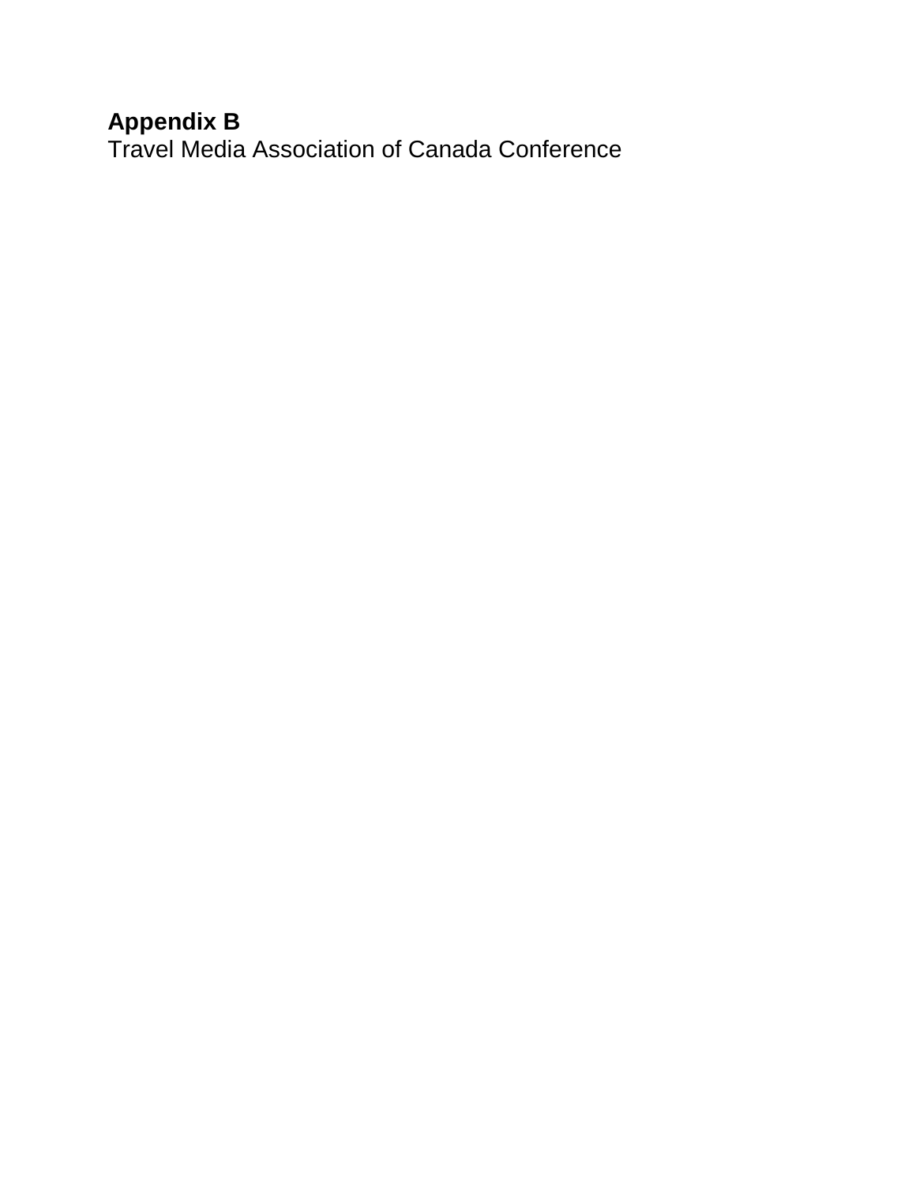**Appendix B**

Travel Media Association of Canada Conference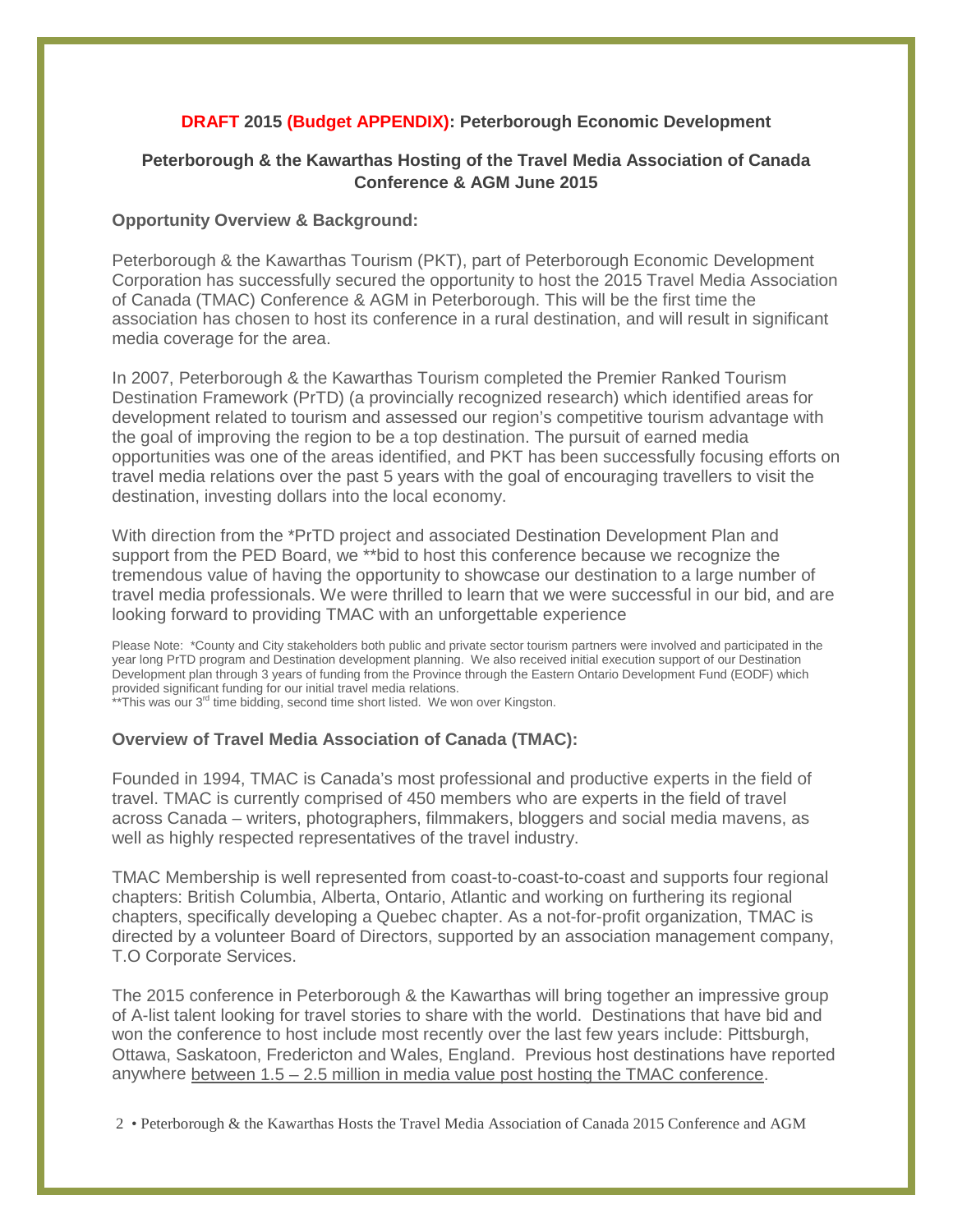**DRAFT 2015 (Budget APPENDIX): Peterborough Economic Development**

**Peterborough & the Kawarthas Hosting of the Travel Media Association of Canada Conference & AGM June 2015**

**Opportunity Overview & Background:**

Peterborough & the Kawarthas Tourism (PKT), part of Peterborough Economic Development Corporation has successfully secured the opportunity to host the 2015 Travel Media Association of Canada (TMAC) Conference & AGM in Peterborough. This will be the first time the association has chosen to host its conference in a rural destination, and will result in significant media coverage for the area.

In 2007, Peterborough & the Kawarthas Tourism completed the Premier Ranked Tourism Destination Framework (PrTD) (a provincially recognized research) which identified areas for development related to tourism and assessed our region's competitive tourism advantage with the goal of improving the region to be a top destination. The pursuit of earned media opportunities was one of the areas identified, and PKT has been successfully focusing efforts on travel media relations over the past 5 years with the goal of encouraging travellers to visit the destination, investing dollars into the local economy.

With direction from the *PrTD project and associated Destination Development Plan and support from the PED Board, we **bid to host this conference because we recognize the tremendous value of having the opportunity to showcase our destination to a large number of travel media professionals. We were thrilled to learn that we were successful in our bid, and are looking forward to providing TMAC with an unforgettable experience

Please Note: *County and City stakeholders both public and private sector tourism partners were involved and participated in the year long PrTD program and Destination development planning. We also received initial execution support of our Destination Development plan through 3 years of funding from the Province through the Eastern Ontario Development Fund (EODF) which provided significant funding for our initial travel media relations.
**This was our 3rd time bidding, second time short listed. We won over Kingston.

**Overview of Travel Media Association of Canada (TMAC):**

Founded in 1994, TMAC is Canada's most professional and productive experts in the field of travel. TMAC is currently comprised of 450 members who are experts in the field of travel across Canada – writers, photographers, filmmakers, bloggers and social media mavens, as well as highly respected representatives of the travel industry.

TMAC Membership is well represented from coast-to-coast-to-coast and supports four regional chapters: British Columbia, Alberta, Ontario, Atlantic and working on furthering its regional chapters, specifically developing a Quebec chapter. As a not-for-profit organization, TMAC is directed by a volunteer Board of Directors, supported by an association management company, T.O Corporate Services.

The 2015 conference in Peterborough & the Kawarthas will bring together an impressive group of A-list talent looking for travel stories to share with the world. Destinations that have bid and won the conference to host include most recently over the last few years include: Pittsburgh, Ottawa, Saskatoon, Fredericton and Wales, England. Previous host destinations have reported anywhere between 1.5 – 2.5 million in media value post hosting the TMAC conference.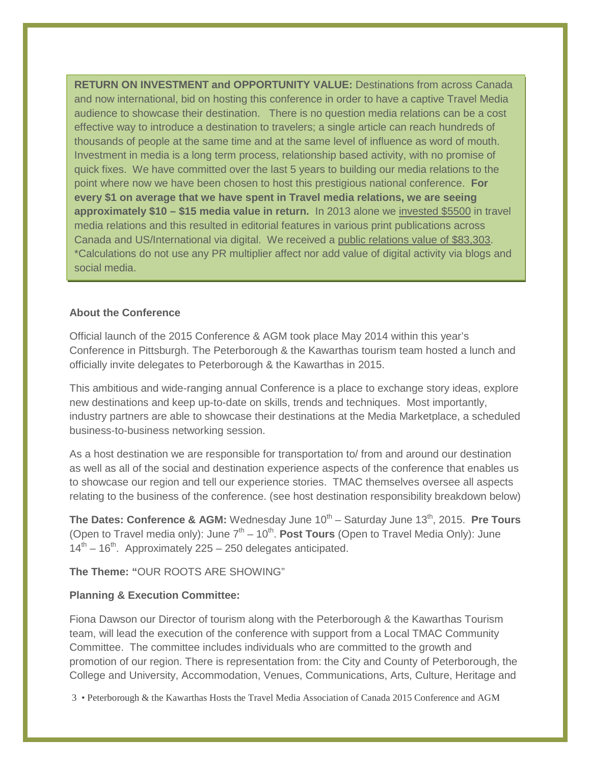**RETURN ON INVESTMENT and OPPORTUNITY VALUE:** Destinations from across Canada and now international, bid on hosting this conference in order to have a captive Travel Media audience to showcase their destination. There is no question media relations can be a cost effective way to introduce a destination to travelers; a single article can reach hundreds of thousands of people at the same time and at the same level of influence as word of mouth. Investment in media is a long term process, relationship based activity, with no promise of quick fixes. We have committed over the last 5 years to building our media relations to the point where now we have been chosen to host this prestigious national conference. **For every $1 on average that we have spent in Travel media relations, we are seeing approximately $10 – $15 media value in return.** In 2013 alone we invested $5500 in travel media relations and this resulted in editorial features in various print publications across Canada and US/International via digital. We received a public relations value of $83,303. *Calculations do not use any PR multiplier affect nor add value of digital activity via blogs and social media.

**About the Conference**

Official launch of the 2015 Conference & AGM took place May 2014 within this year's Conference in Pittsburgh. The Peterborough & the Kawarthas tourism team hosted a lunch and officially invite delegates to Peterborough & the Kawarthas in 2015.

This ambitious and wide-ranging annual Conference is a place to exchange story ideas, explore new destinations and keep up-to-date on skills, trends and techniques. Most importantly, industry partners are able to showcase their destinations at the Media Marketplace, a scheduled business-to-business networking session.

As a host destination we are responsible for transportation to/ from and around our destination as well as all of the social and destination experience aspects of the conference that enables us to showcase our region and tell our experience stories. TMAC themselves oversee all aspects relating to the business of the conference. (see host destination responsibility breakdown below)

**The Dates: Conference & AGM:** Wednesday June 10th – Saturday June 13th, 2015. **Pre Tours** (Open to Travel media only): June 7th – 10th. **Post Tours** (Open to Travel Media Only): June 14th – 16th. Approximately 225 – 250 delegates anticipated.

**The Theme: "**OUR ROOTS ARE SHOWING"

**Planning & Execution Committee:**

Fiona Dawson our Director of tourism along with the Peterborough & the Kawarthas Tourism team, will lead the execution of the conference with support from a Local TMAC Community Committee. The committee includes individuals who are committed to the growth and promotion of our region. There is representation from: the City and County of Peterborough, the College and University, Accommodation, Venues, Communications, Arts, Culture, Heritage and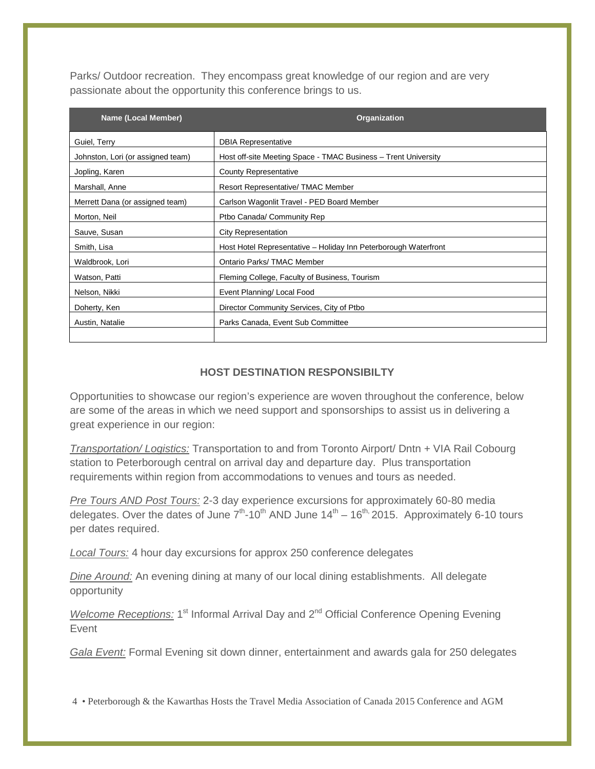Parks/ Outdoor recreation. They encompass great knowledge of our region and are very passionate about the opportunity this conference brings to us.

| Name (Local Member) | Organization |
|---|---|
| Guiel, Terry | DBIA Representative |
| Johnston, Lori (or assigned team) | Host off-site Meeting Space - TMAC Business – Trent University |
| Jopling, Karen | County Representative |
| Marshall, Anne | Resort Representative/ TMAC Member |
| Merrett Dana (or assigned team) | Carlson Wagonlit Travel - PED Board Member |
| Morton, Neil | Ptbo Canada/ Community Rep |
| Sauve, Susan | City Representation |
| Smith, Lisa | Host Hotel Representative – Holiday Inn Peterborough Waterfront |
| Waldbrook, Lori | Ontario Parks/ TMAC Member |
| Watson, Patti | Fleming College, Faculty of Business, Tourism |
| Nelson, Nikki | Event Planning/ Local Food |
| Doherty, Ken | Director Community Services, City of Ptbo |
| Austin, Natalie | Parks Canada, Event Sub Committee |
| | |

### HOST DESTINATION RESPONSIBILTY

Opportunities to showcase our region's experience are woven throughout the conference, below are some of the areas in which we need support and sponsorships to assist us in delivering a great experience in our region:

*Transportation/ Logistics:* Transportation to and from Toronto Airport/ Dntn + VIA Rail Cobourg station to Peterborough central on arrival day and departure day. Plus transportation requirements within region from accommodations to venues and tours as needed.

*Pre Tours AND Post Tours:* 2-3 day experience excursions for approximately 60-80 media delegates. Over the dates of June 7th-10th AND June 14th – 16th, 2015. Approximately 6-10 tours per dates required.

*Local Tours:* 4 hour day excursions for approx 250 conference delegates

*Dine Around:* An evening dining at many of our local dining establishments. All delegate opportunity

*Welcome Receptions:* 1st Informal Arrival Day and 2nd Official Conference Opening Evening Event

*Gala Event:* Formal Evening sit down dinner, entertainment and awards gala for 250 delegates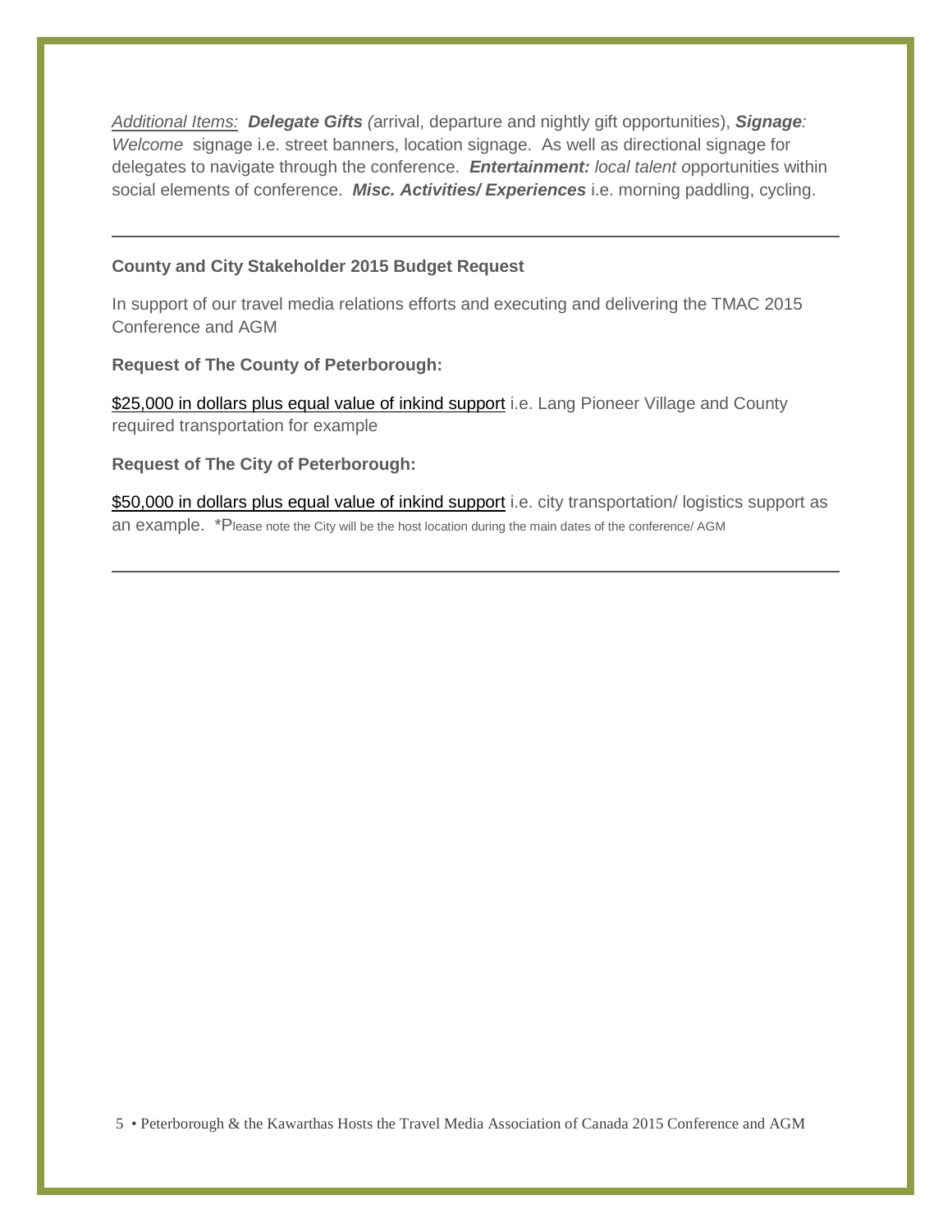*Additional Items:* ***Delegate Gifts*** *(*arrival, departure and nightly gift opportunities), ***Signage****:* *Welcome* signage i.e. street banners, location signage. As well as directional signage for delegates to navigate through the conference. ***Entertainment:*** *local talent o*pportunities within social elements of conference. ***Misc. Activities/ Experiences*** i.e. morning paddling, cycling.

---

**County and City Stakeholder 2015 Budget Request**

In support of our travel media relations efforts and executing and delivering the TMAC 2015 Conference and AGM

**Request of The County of Peterborough:**

$25,000 in dollars plus equal value of inkind support i.e. Lang Pioneer Village and County required transportation for example

**Request of The City of Peterborough:**

$50,000 in dollars plus equal value of inkind support i.e. city transportation/ logistics support as an example. *Please note the City will be the host location during the main dates of the conference/ AGM

---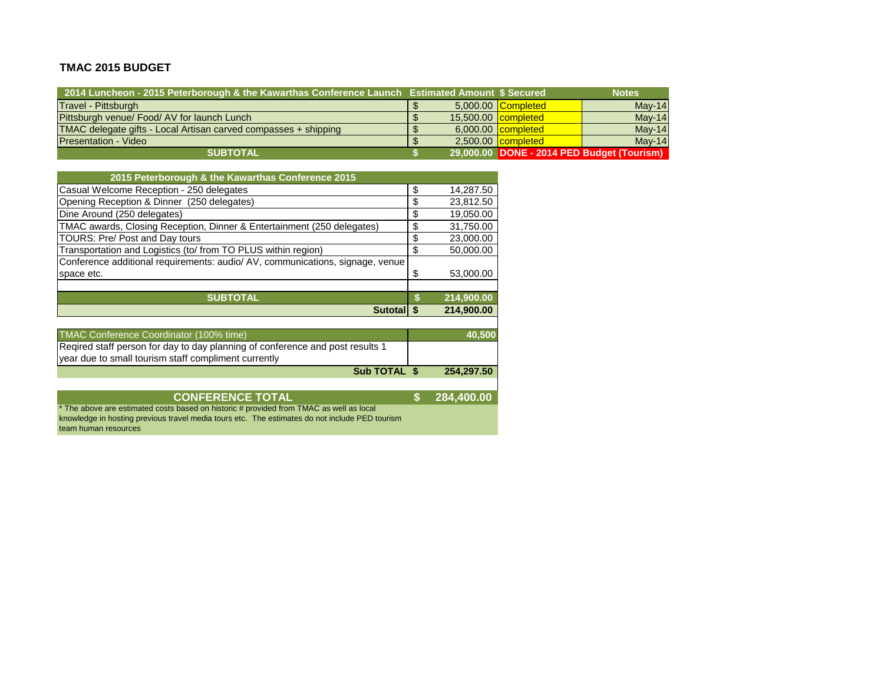**TMAC 2015 BUDGET**

| 2014 Luncheon - 2015 Peterborough & the Kawarthas Conference Launch | Estimated Amount | $ Secured | Notes |
|---|---|---|---|
| Travel - Pittsburgh | $ 5,000.00 | Completed | May-14 |
| Pittsburgh venue/ Food/ AV for launch Lunch | $ 15,500.00 | completed | May-14 |
| TMAC delegate gifts - Local Artisan carved compasses + shipping | $ 6,000.00 | completed | May-14 |
| Presentation - Video | $ 2,500.00 | completed | May-14 |
| **SUBTOTAL** | **$ 29,000.00** | **DONE - 2014 PED Budget (Tourism)** | |

| 2015 Peterborough & the Kawarthas Conference 2015 | |
|---|---|
| Casual Welcome Reception - 250 delegates | $ 14,287.50 |
| Opening Reception & Dinner (250 delegates) | $ 23,812.50 |
| Dine Around (250 delegates) | $ 19,050.00 |
| TMAC awards, Closing Reception, Dinner & Entertainment (250 delegates) | $ 31,750.00 |
| TOURS: Pre/ Post and Day tours | $ 23,000.00 |
| Transportation and Logistics (to/ from TO PLUS within region) | $ 50,000.00 |
| Conference additional requirements: audio/ AV, communications, signage, venue space etc. | $ 53,000.00 |
| | |
| **SUBTOTAL** | **$ 214,900.00** |
| **Sutotal** | **$ 214,900.00** |
| | |
| TMAC Conference Coordinator (100% time) | **40,500** |
| Reqired staff person for day to day planning of conference and post results 1 year due to small tourism staff compliment currently | |
| **Sub TOTAL** | **$ 254,297.50** |
| | |
| **CONFERENCE TOTAL** | **$ 284,400.00** |

* The above are estimated costs based on historic # provided from TMAC as well as local knowledge in hosting previous travel media tours etc. The estimates do not include PED tourism team human resources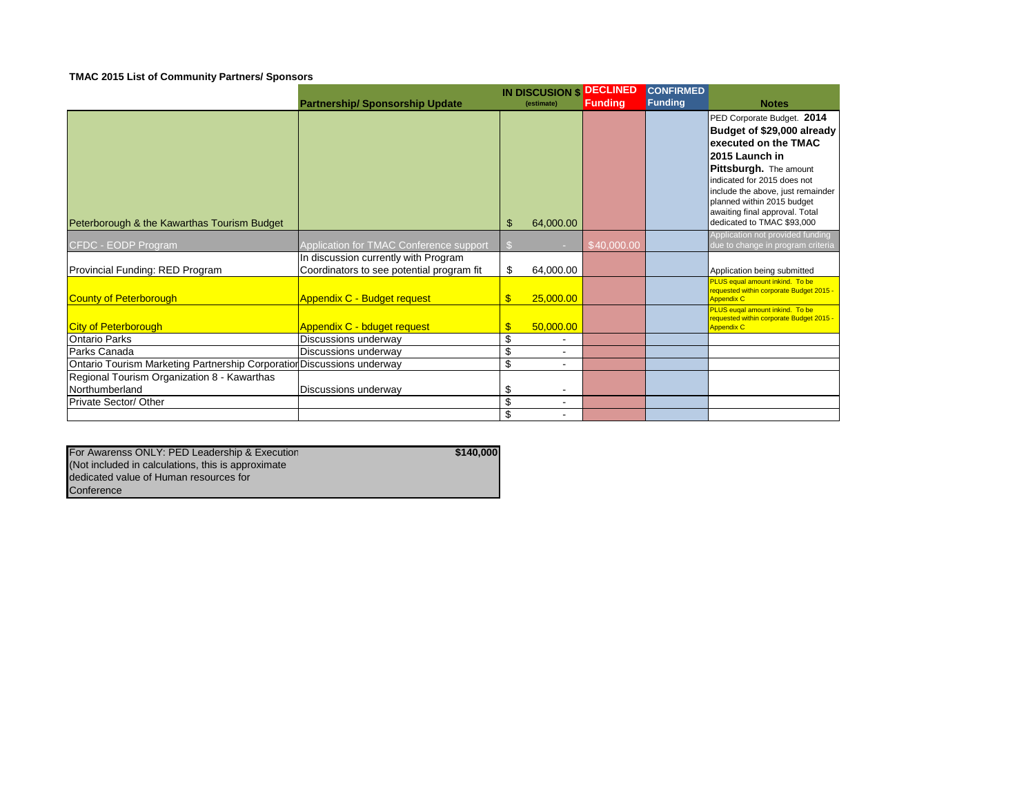**TMAC 2015 List of Community Partners/ Sponsors**

| | Partnership/ Sponsorship Update | IN DISCUSION $ (estimate) | DECLINED Funding | CONFIRMED Funding | Notes |
|---|---|---|---|---|---|
| Peterborough & the Kawarthas Tourism Budget | | $ 64,000.00 | | | PED Corporate Budget. **2014 Budget of $29,000 already executed on the TMAC 2015 Launch in Pittsburgh.** The amount indicated for 2015 does not include the above, just remainder planned within 2015 budget awaiting final approval. Total dedicated to TMAC $93,000 |
| CFDC - EODP Program | Application for TMAC Conference support | $ - | $40,000.00 | | Application not provided funding due to change in program criteria |
| Provincial Funding: RED Program | In discussion currently with Program Coordinators to see potential program fit | $ 64,000.00 | | | Application being submitted |
| County of Peterborough | Appendix C - Budget request | $ 25,000.00 | | | PLUS equal amount inkind. To be requested within corporate Budget 2015 - Appendix C |
| City of Peterborough | Appendix C - bduget request | $ 50,000.00 | | | PLUS euqal amount inkind. To be requested within corporate Budget 2015 - Appendix C |
| Ontario Parks | Discussions underway | $ - | | | |
| Parks Canada | Discussions underway | $ - | | | |
| Ontario Tourism Marketing Partnership Corporation | Discussions underway | $ - | | | |
| Regional Tourism Organization 8 - Kawarthas Northumberland | Discussions underway | $ - | | | |
| Private Sector/ Other | | $ - | | | |
| | | $ - | | | |

| | |
|---|---|
| For Awarenss ONLY: PED Leadership & Execution (Not included in calculations, this is approximate dedicated value of Human resources for Conference | **$140,000** |